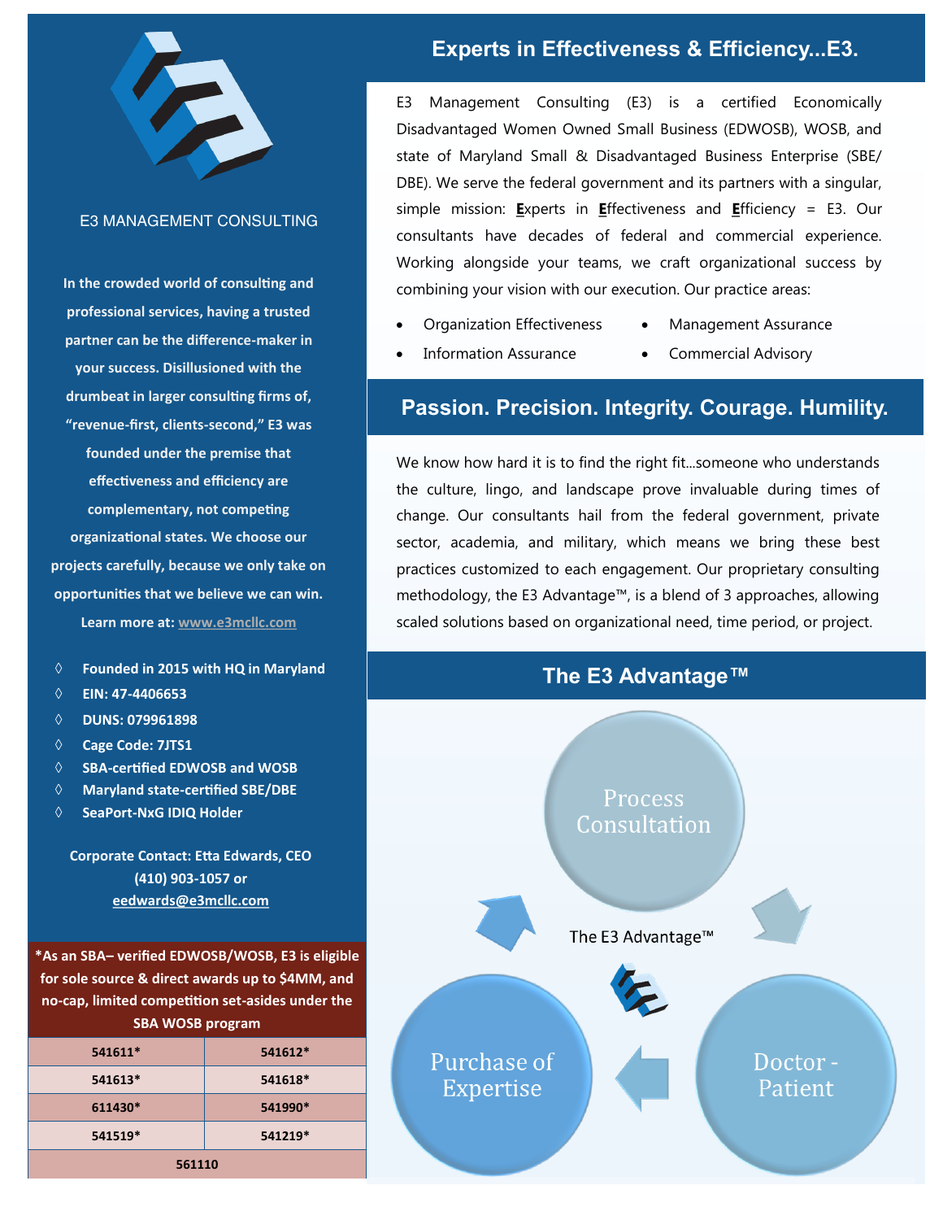E3 MANAGEMENT CONSULTING

**In the crowded world of consulting and professional services, having a trusted partner can be the difference-maker in your success. Disillusioned with the drumbeat in larger consulting firms of, "revenue-first, clients-second," E3 was founded under the premise that effectiveness and efficiency are complementary, not competing organizational states. We choose our projects carefully, because we only take on opportunities that we believe we can win.**

**Learn more at: www.e3mcllc.com**

- **Founded in 2015 with HQ in Maryland**
- **EIN: 47-4406653**
- **DUNS: 079961898**
- **Cage Code: 7JTS1**
- **SBA-certified EDWOSB and WOSB**
- **Maryland state-certified SBE/DBE**
- **SeaPort-NxG IDIQ Holder**

**Corporate Contact: Etta Edwards, CEO**
**(410) 903-1057 or**
**eedwards@e3mcllc.com**

**\*As an SBA– verified EDWOSB/WOSB, E3 is eligible for sole source & direct awards up to $4MM, and no-cap, limited competition set-asides under the SBA WOSB program**

| | |
|---|---|
| 541611* | 541612* |
| 541613* | 541618* |
| 611430* | 541990* |
| 541519* | 541219* |
| 561110 | |

## Experts in Effectiveness & Efficiency...E3.

E3 Management Consulting (E3) is a certified Economically Disadvantaged Women Owned Small Business (EDWOSB), WOSB, and state of Maryland Small & Disadvantaged Business Enterprise (SBE/DBE). We serve the federal government and its partners with a singular, simple mission: **E**xperts in **E**ffectiveness and **E**fficiency = E3. Our consultants have decades of federal and commercial experience. Working alongside your teams, we craft organizational success by combining your vision with our execution. Our practice areas:

- Organization Effectiveness
- Information Assurance
- Management Assurance
- Commercial Advisory

## Passion. Precision. Integrity. Courage. Humility.

We know how hard it is to find the right fit...someone who understands the culture, lingo, and landscape prove invaluable during times of change. Our consultants hail from the federal government, private sector, academia, and military, which means we bring these best practices customized to each engagement. Our proprietary consulting methodology, the E3 Advantage™, is a blend of 3 approaches, allowing scaled solutions based on organizational need, time period, or project.

## The E3 Advantage™

The E3 Advantage™

- Process Consultation
- Doctor - Patient
- Purchase of Expertise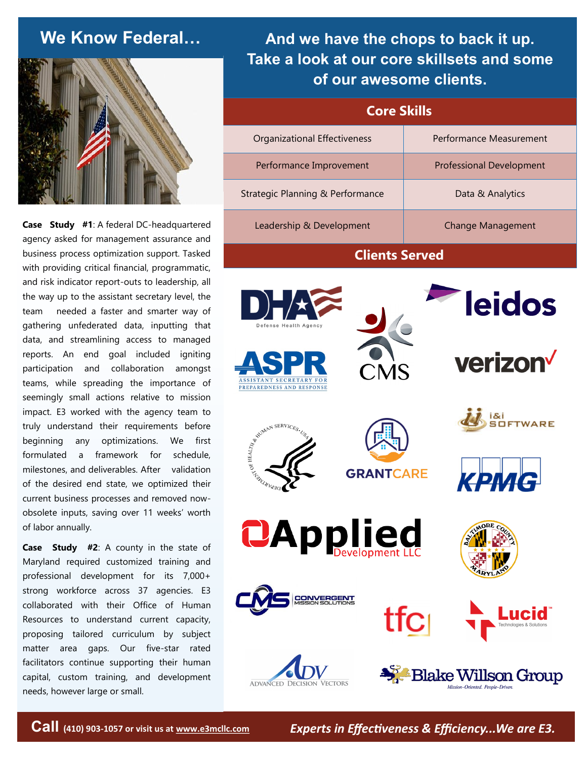## We Know Federal…

**Case Study #1**: A federal DC-headquartered agency asked for management assurance and business process optimization support. Tasked with providing critical financial, programmatic, and risk indicator report-outs to leadership, all the way up to the assistant secretary level, the team needed a faster and smarter way of gathering unfederated data, inputting that data, and streamlining access to managed reports. An end goal included igniting participation and collaboration amongst teams, while spreading the importance of seemingly small actions relative to mission impact. E3 worked with the agency team to truly understand their requirements before beginning any optimizations. We first formulated a framework for schedule, milestones, and deliverables. After validation of the desired end state, we optimized their current business processes and removed now-obsolete inputs, saving over 11 weeks' worth of labor annually.

**Case Study #2**: A county in the state of Maryland required customized training and professional development for its 7,000+ strong workforce across 37 agencies. E3 collaborated with their Office of Human Resources to understand current capacity, proposing tailored curriculum by subject matter area gaps. Our five-star rated facilitators continue supporting their human capital, custom training, and development needs, however large or small.

## And we have the chops to back it up. Take a look at our core skillsets and some of our awesome clients.

### Core Skills

| | |
|---|---|
| Organizational Effectiveness | Performance Measurement |
| Performance Improvement | Professional Development |
| Strategic Planning & Performance | Data & Analytics |
| Leadership & Development | Change Management |

### Clients Served

DHA Defense Health Agency

CMS

leidos

ASPR Assistant Secretary for Preparedness and Response

verizon

Department of Health & Human Services, USA

GRANTCARE

i&i Software

KPMG

Applied Development LLC

Baltimore County Maryland

CMS Convergent Mission Solutions

tfc

Lucid Technologies & Solutions

Advanced Decision Vectors

Blake Willson Group — Mission-Oriented. People-Driven.

**Call** (410) 903-1057 or visit us at www.e3mcllc.com

*Experts in Effectiveness & Efficiency...We are E3.*